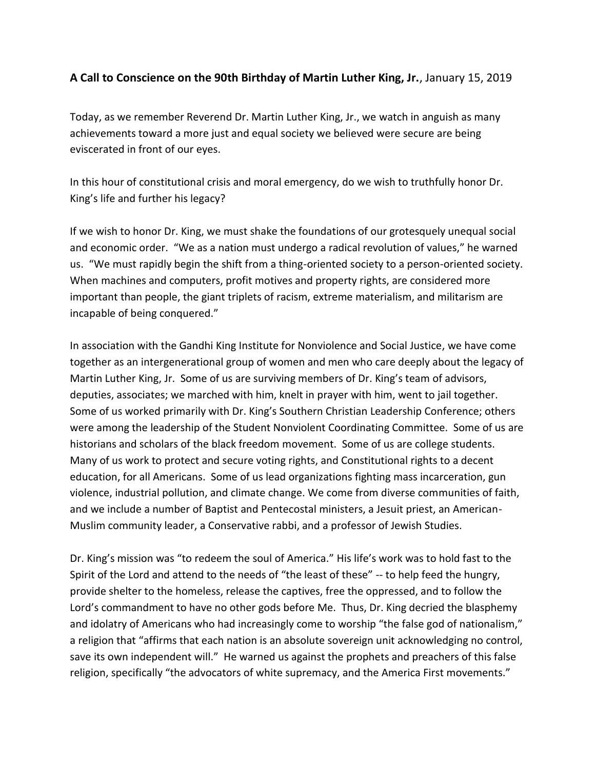**A Call to Conscience on the 90th Birthday of Martin Luther King, Jr.**, January 15, 2019

Today, as we remember Reverend Dr. Martin Luther King, Jr., we watch in anguish as many achievements toward a more just and equal society we believed were secure are being eviscerated in front of our eyes.

In this hour of constitutional crisis and moral emergency, do we wish to truthfully honor Dr. King's life and further his legacy?

If we wish to honor Dr. King, we must shake the foundations of our grotesquely unequal social and economic order. "We as a nation must undergo a radical revolution of values," he warned us. "We must rapidly begin the shift from a thing-oriented society to a person-oriented society. When machines and computers, profit motives and property rights, are considered more important than people, the giant triplets of racism, extreme materialism, and militarism are incapable of being conquered."

In association with the Gandhi King Institute for Nonviolence and Social Justice, we have come together as an intergenerational group of women and men who care deeply about the legacy of Martin Luther King, Jr. Some of us are surviving members of Dr. King's team of advisors, deputies, associates; we marched with him, knelt in prayer with him, went to jail together. Some of us worked primarily with Dr. King's Southern Christian Leadership Conference; others were among the leadership of the Student Nonviolent Coordinating Committee. Some of us are historians and scholars of the black freedom movement. Some of us are college students. Many of us work to protect and secure voting rights, and Constitutional rights to a decent education, for all Americans. Some of us lead organizations fighting mass incarceration, gun violence, industrial pollution, and climate change. We come from diverse communities of faith, and we include a number of Baptist and Pentecostal ministers, a Jesuit priest, an American-Muslim community leader, a Conservative rabbi, and a professor of Jewish Studies.

Dr. King's mission was "to redeem the soul of America." His life's work was to hold fast to the Spirit of the Lord and attend to the needs of "the least of these" -- to help feed the hungry, provide shelter to the homeless, release the captives, free the oppressed, and to follow the Lord's commandment to have no other gods before Me. Thus, Dr. King decried the blasphemy and idolatry of Americans who had increasingly come to worship "the false god of nationalism," a religion that "affirms that each nation is an absolute sovereign unit acknowledging no control, save its own independent will." He warned us against the prophets and preachers of this false religion, specifically "the advocators of white supremacy, and the America First movements."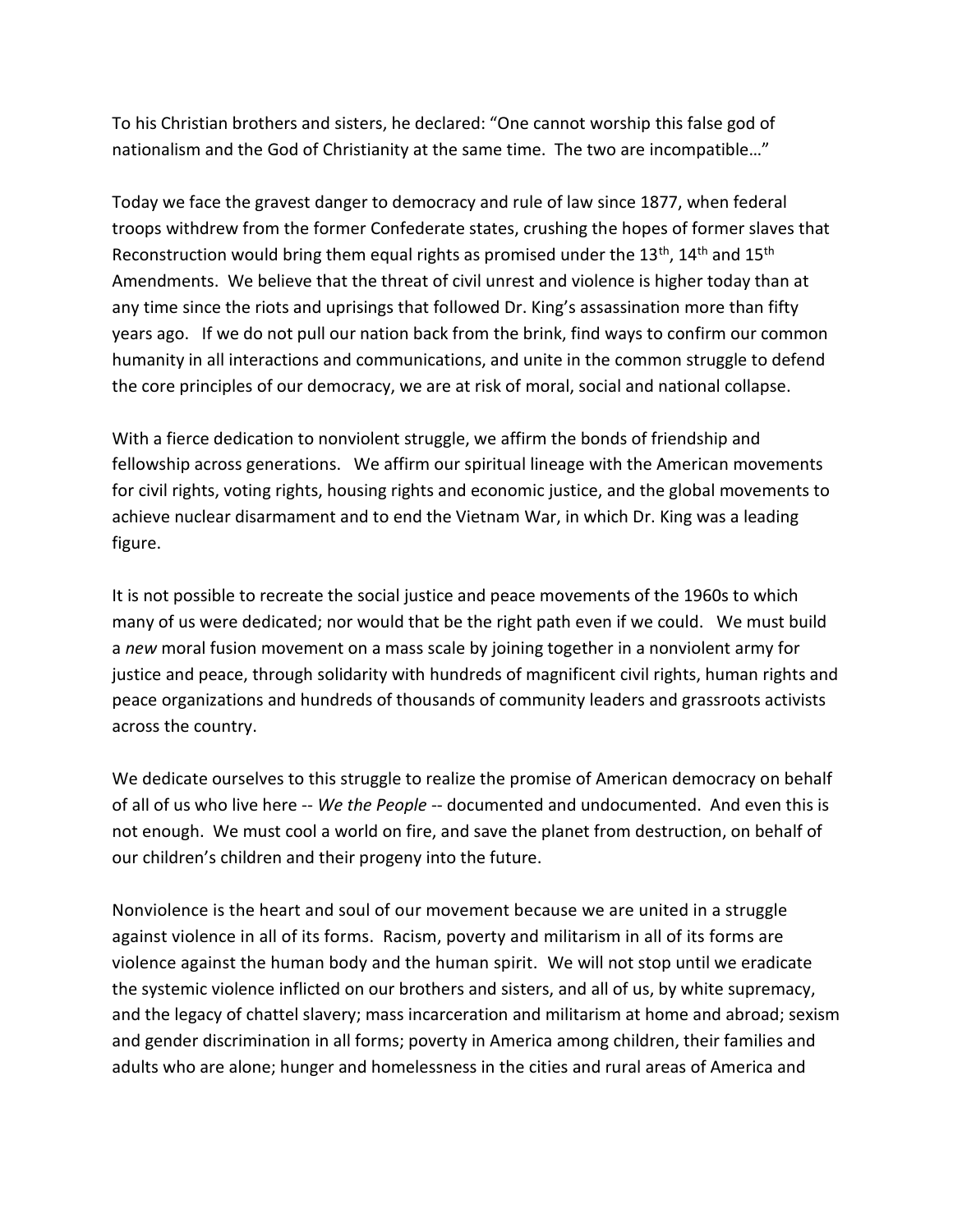To his Christian brothers and sisters, he declared: “One cannot worship this false god of nationalism and the God of Christianity at the same time. The two are incompatible…”

Today we face the gravest danger to democracy and rule of law since 1877, when federal troops withdrew from the former Confederate states, crushing the hopes of former slaves that Reconstruction would bring them equal rights as promised under the 13th, 14th and 15th Amendments. We believe that the threat of civil unrest and violence is higher today than at any time since the riots and uprisings that followed Dr. King’s assassination more than fifty years ago. If we do not pull our nation back from the brink, find ways to confirm our common humanity in all interactions and communications, and unite in the common struggle to defend the core principles of our democracy, we are at risk of moral, social and national collapse.

With a fierce dedication to nonviolent struggle, we affirm the bonds of friendship and fellowship across generations. We affirm our spiritual lineage with the American movements for civil rights, voting rights, housing rights and economic justice, and the global movements to achieve nuclear disarmament and to end the Vietnam War, in which Dr. King was a leading figure.

It is not possible to recreate the social justice and peace movements of the 1960s to which many of us were dedicated; nor would that be the right path even if we could. We must build a *new* moral fusion movement on a mass scale by joining together in a nonviolent army for justice and peace, through solidarity with hundreds of magnificent civil rights, human rights and peace organizations and hundreds of thousands of community leaders and grassroots activists across the country.

We dedicate ourselves to this struggle to realize the promise of American democracy on behalf of all of us who live here -- *We the People* -- documented and undocumented. And even this is not enough. We must cool a world on fire, and save the planet from destruction, on behalf of our children’s children and their progeny into the future.

Nonviolence is the heart and soul of our movement because we are united in a struggle against violence in all of its forms. Racism, poverty and militarism in all of its forms are violence against the human body and the human spirit. We will not stop until we eradicate the systemic violence inflicted on our brothers and sisters, and all of us, by white supremacy, and the legacy of chattel slavery; mass incarceration and militarism at home and abroad; sexism and gender discrimination in all forms; poverty in America among children, their families and adults who are alone; hunger and homelessness in the cities and rural areas of America and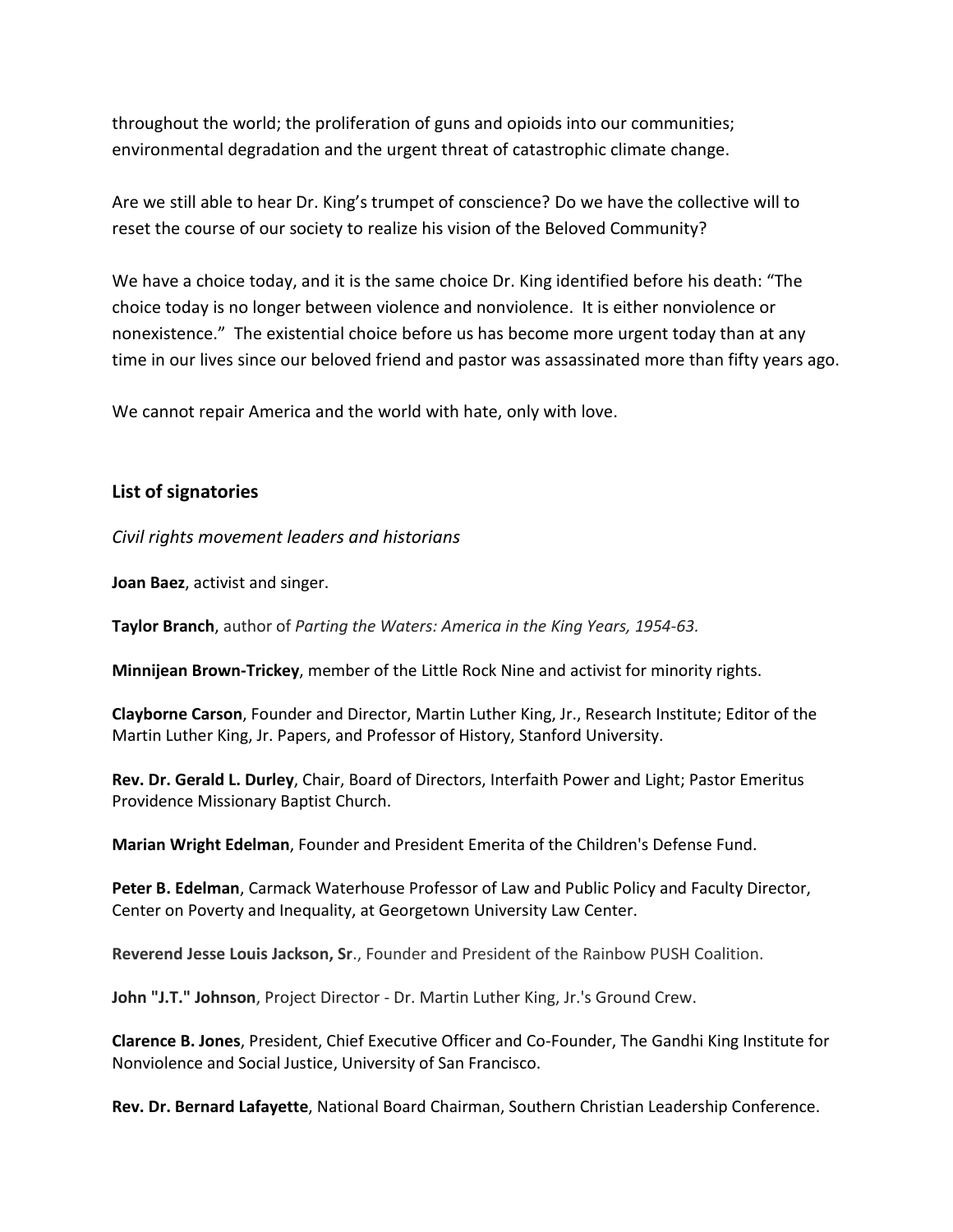throughout the world; the proliferation of guns and opioids into our communities; environmental degradation and the urgent threat of catastrophic climate change.

Are we still able to hear Dr. King's trumpet of conscience? Do we have the collective will to reset the course of our society to realize his vision of the Beloved Community?

We have a choice today, and it is the same choice Dr. King identified before his death: "The choice today is no longer between violence and nonviolence. It is either nonviolence or nonexistence." The existential choice before us has become more urgent today than at any time in our lives since our beloved friend and pastor was assassinated more than fifty years ago.

We cannot repair America and the world with hate, only with love.

## List of signatories

*Civil rights movement leaders and historians*

**Joan Baez**, activist and singer.

**Taylor Branch**, author of *Parting the Waters: America in the King Years, 1954-63.*

**Minnijean Brown-Trickey**, member of the Little Rock Nine and activist for minority rights.

**Clayborne Carson**, Founder and Director, Martin Luther King, Jr., Research Institute; Editor of the Martin Luther King, Jr. Papers, and Professor of History, Stanford University.

**Rev. Dr. Gerald L. Durley**, Chair, Board of Directors, Interfaith Power and Light; Pastor Emeritus Providence Missionary Baptist Church.

**Marian Wright Edelman**, Founder and President Emerita of the Children's Defense Fund.

**Peter B. Edelman**, Carmack Waterhouse Professor of Law and Public Policy and Faculty Director, Center on Poverty and Inequality, at Georgetown University Law Center.

**Reverend Jesse Louis Jackson, Sr**., Founder and President of the Rainbow PUSH Coalition.

**John "J.T." Johnson**, Project Director - Dr. Martin Luther King, Jr.'s Ground Crew.

**Clarence B. Jones**, President, Chief Executive Officer and Co-Founder, The Gandhi King Institute for Nonviolence and Social Justice, University of San Francisco.

**Rev. Dr. Bernard Lafayette**, National Board Chairman, Southern Christian Leadership Conference.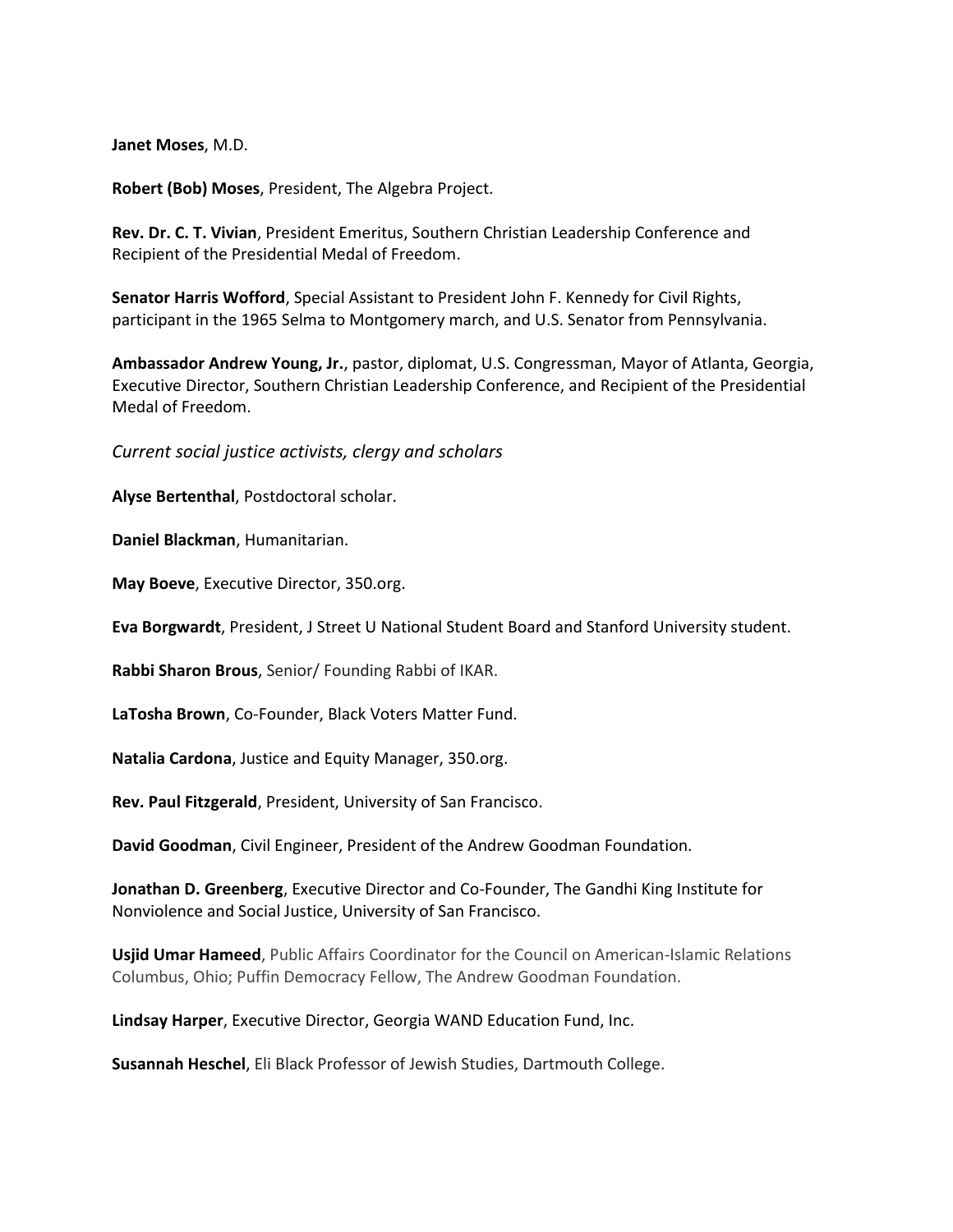**Janet Moses**, M.D.

**Robert (Bob) Moses**, President, The Algebra Project.

**Rev. Dr. C. T. Vivian**, President Emeritus, Southern Christian Leadership Conference and Recipient of the Presidential Medal of Freedom.

**Senator Harris Wofford**, Special Assistant to President John F. Kennedy for Civil Rights, participant in the 1965 Selma to Montgomery march, and U.S. Senator from Pennsylvania.

**Ambassador Andrew Young, Jr.**, pastor, diplomat, U.S. Congressman, Mayor of Atlanta, Georgia, Executive Director, Southern Christian Leadership Conference, and Recipient of the Presidential Medal of Freedom.

*Current social justice activists, clergy and scholars*

**Alyse Bertenthal**, Postdoctoral scholar.

**Daniel Blackman**, Humanitarian.

**May Boeve**, Executive Director, 350.org.

**Eva Borgwardt**, President, J Street U National Student Board and Stanford University student.

**Rabbi Sharon Brous**, Senior/ Founding Rabbi of IKAR.

**LaTosha Brown**, Co-Founder, Black Voters Matter Fund.

**Natalia Cardona**, Justice and Equity Manager, 350.org.

**Rev. Paul Fitzgerald**, President, University of San Francisco.

**David Goodman**, Civil Engineer, President of the Andrew Goodman Foundation.

**Jonathan D. Greenberg**, Executive Director and Co-Founder, The Gandhi King Institute for Nonviolence and Social Justice, University of San Francisco.

**Usjid Umar Hameed**, Public Affairs Coordinator for the Council on American-Islamic Relations Columbus, Ohio; Puffin Democracy Fellow, The Andrew Goodman Foundation.

**Lindsay Harper**, Executive Director, Georgia WAND Education Fund, Inc.

**Susannah Heschel**, Eli Black Professor of Jewish Studies, Dartmouth College.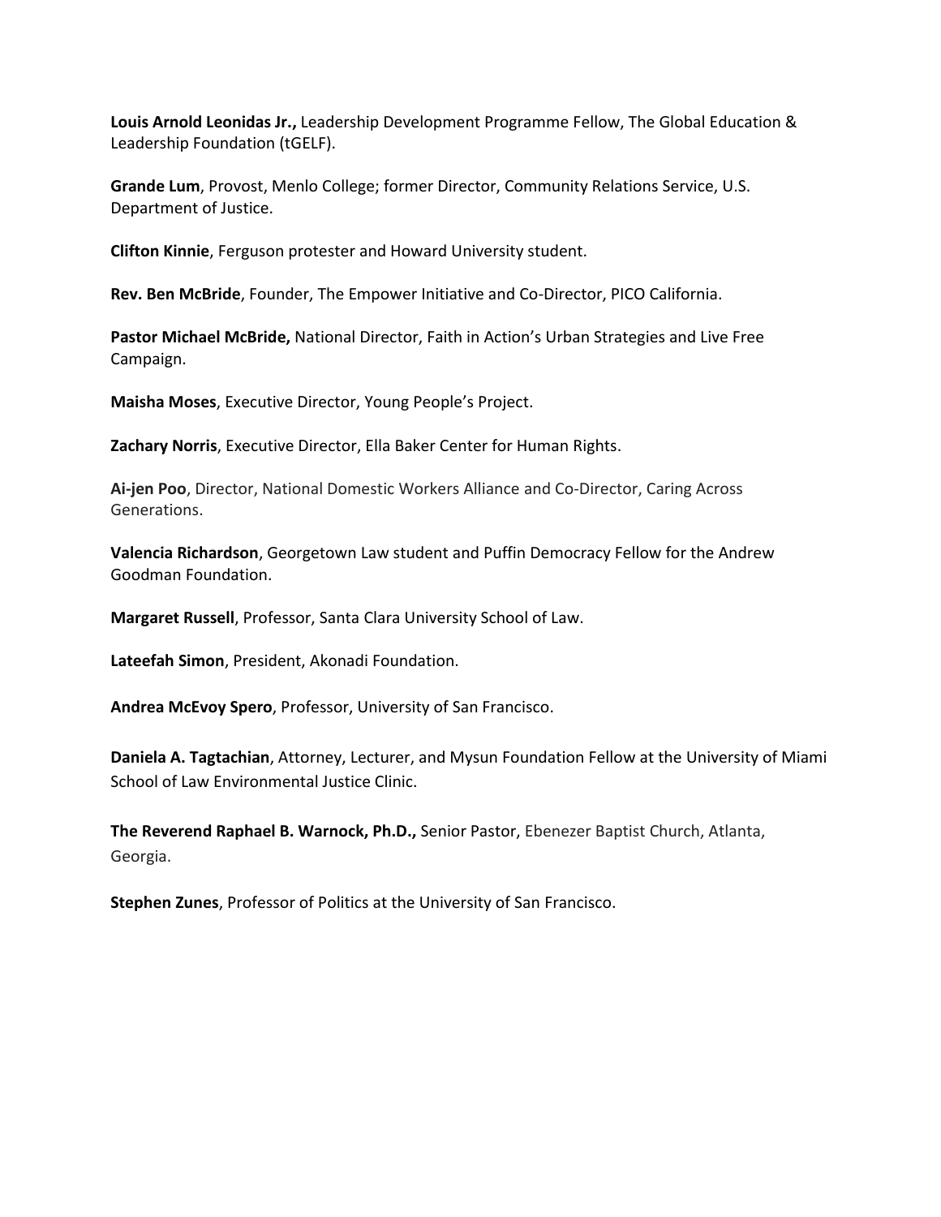**Louis Arnold Leonidas Jr.,** Leadership Development Programme Fellow, The Global Education & Leadership Foundation (tGELF).

**Grande Lum**, Provost, Menlo College; former Director, Community Relations Service, U.S. Department of Justice.

**Clifton Kinnie**, Ferguson protester and Howard University student.

**Rev. Ben McBride**, Founder, The Empower Initiative and Co-Director, PICO California.

**Pastor Michael McBride,** National Director, Faith in Action's Urban Strategies and Live Free Campaign.

**Maisha Moses**, Executive Director, Young People's Project.

**Zachary Norris**, Executive Director, Ella Baker Center for Human Rights.

**Ai-jen Poo**, Director, National Domestic Workers Alliance and Co-Director, Caring Across Generations.

**Valencia Richardson**, Georgetown Law student and Puffin Democracy Fellow for the Andrew Goodman Foundation.

**Margaret Russell**, Professor, Santa Clara University School of Law.

**Lateefah Simon**, President, Akonadi Foundation.

**Andrea McEvoy Spero**, Professor, University of San Francisco.

**Daniela A. Tagtachian**, Attorney, Lecturer, and Mysun Foundation Fellow at the University of Miami School of Law Environmental Justice Clinic.

**The Reverend Raphael B. Warnock, Ph.D.,** Senior Pastor, Ebenezer Baptist Church, Atlanta, Georgia.

**Stephen Zunes**, Professor of Politics at the University of San Francisco.